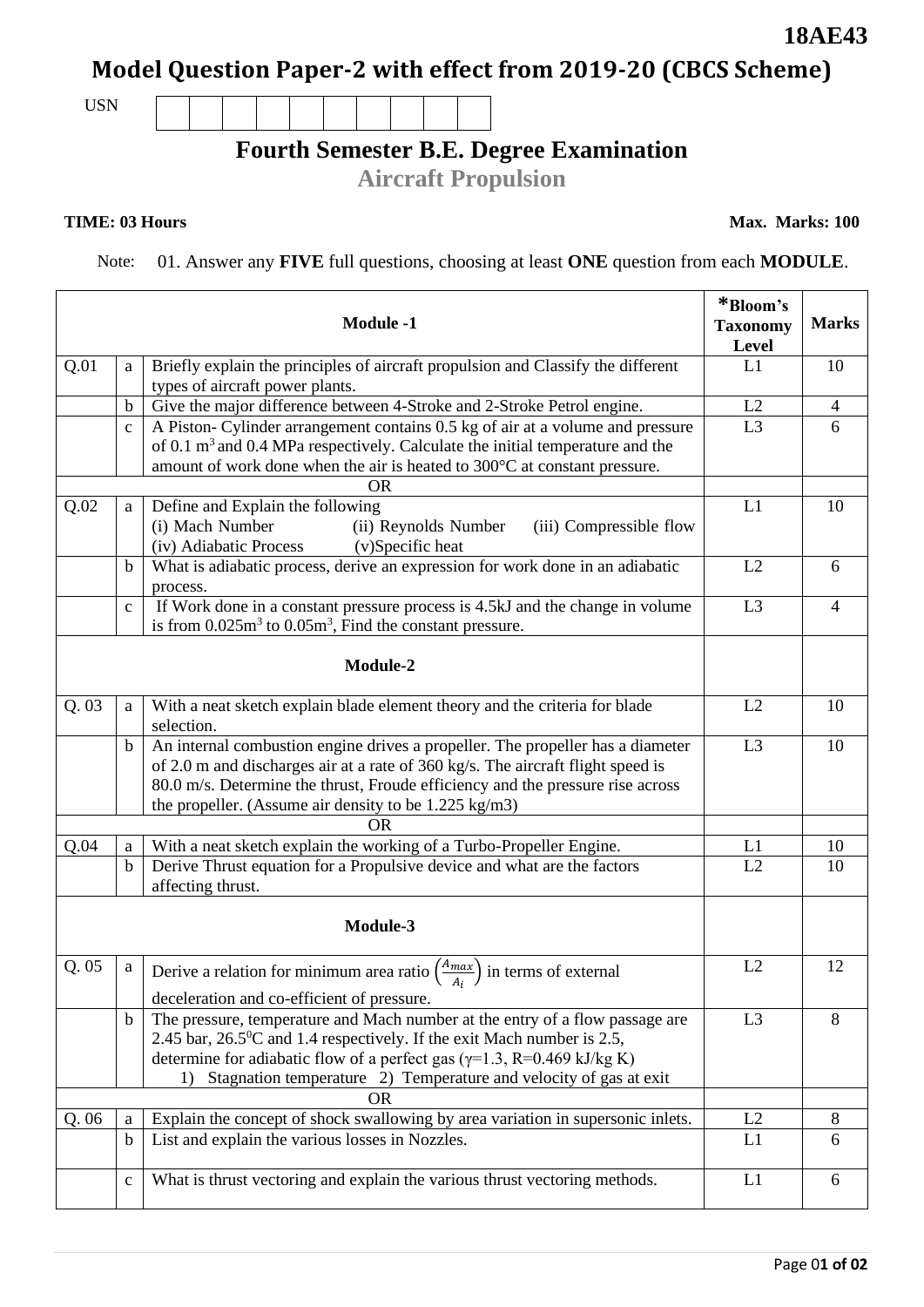**18AE43**

# Model Question Paper-2 with effect from 2019-20 (CBCS Scheme)

USN | | | | | | | | | | |

## Fourth Semester B.E. Degree Examination

### Aircraft Propulsion

**TIME: 03 Hours** **Max. Marks: 100**

Note: 01. Answer any **FIVE** full questions, choosing at least **ONE** question from each **MODULE**.

| | | **Module -1** | ***Bloom's Taxonomy Level** | **Marks** |
|---|---|---|---|---|
| Q.01 | a | Briefly explain the principles of aircraft propulsion and Classify the different types of aircraft power plants. | L1 | 10 |
| | b | Give the major difference between 4-Stroke and 2-Stroke Petrol engine. | L2 | 4 |
| | c | A Piston- Cylinder arrangement contains 0.5 kg of air at a volume and pressure of 0.1 $m^3$ and 0.4 MPa respectively. Calculate the initial temperature and the amount of work done when the air is heated to 300°C at constant pressure. | L3 | 6 |
| | | OR | | |
| Q.02 | a | Define and Explain the following (i) Mach Number (ii) Reynolds Number (iii) Compressible flow (iv) Adiabatic Process (v)Specific heat | L1 | 10 |
| | b | What is adiabatic process, derive an expression for work done in an adiabatic process. | L2 | 6 |
| | c | If Work done in a constant pressure process is 4.5kJ and the change in volume is from 0.025$m^3$ to 0.05$m^3$, Find the constant pressure. | L3 | 4 |
| | | **Module-2** | | |
| Q. 03 | a | With a neat sketch explain blade element theory and the criteria for blade selection. | L2 | 10 |
| | b | An internal combustion engine drives a propeller. The propeller has a diameter of 2.0 m and discharges air at a rate of 360 kg/s. The aircraft flight speed is 80.0 m/s. Determine the thrust, Froude efficiency and the pressure rise across the propeller. (Assume air density to be 1.225 kg/m3) | L3 | 10 |
| | | OR | | |
| Q.04 | a | With a neat sketch explain the working of a Turbo-Propeller Engine. | L1 | 10 |
| | b | Derive Thrust equation for a Propulsive device and what are the factors affecting thrust. | L2 | 10 |
| | | **Module-3** | | |
| Q. 05 | a | Derive a relation for minimum area ratio $\left(\frac{A_{max}}{A_i}\right)$ in terms of external deceleration and co-efficient of pressure. | L2 | 12 |
| | b | The pressure, temperature and Mach number at the entry of a flow passage are 2.45 bar, 26.5$^0$C and 1.4 respectively. If the exit Mach number is 2.5, determine for adiabatic flow of a perfect gas ($\gamma$=1.3, R=0.469 kJ/kg K) 1) Stagnation temperature 2) Temperature and velocity of gas at exit | L3 | 8 |
| | | OR | | |
| Q. 06 | a | Explain the concept of shock swallowing by area variation in supersonic inlets. | L2 | 8 |
| | b | List and explain the various losses in Nozzles. | L1 | 6 |
| | c | What is thrust vectoring and explain the various thrust vectoring methods. | L1 | 6 |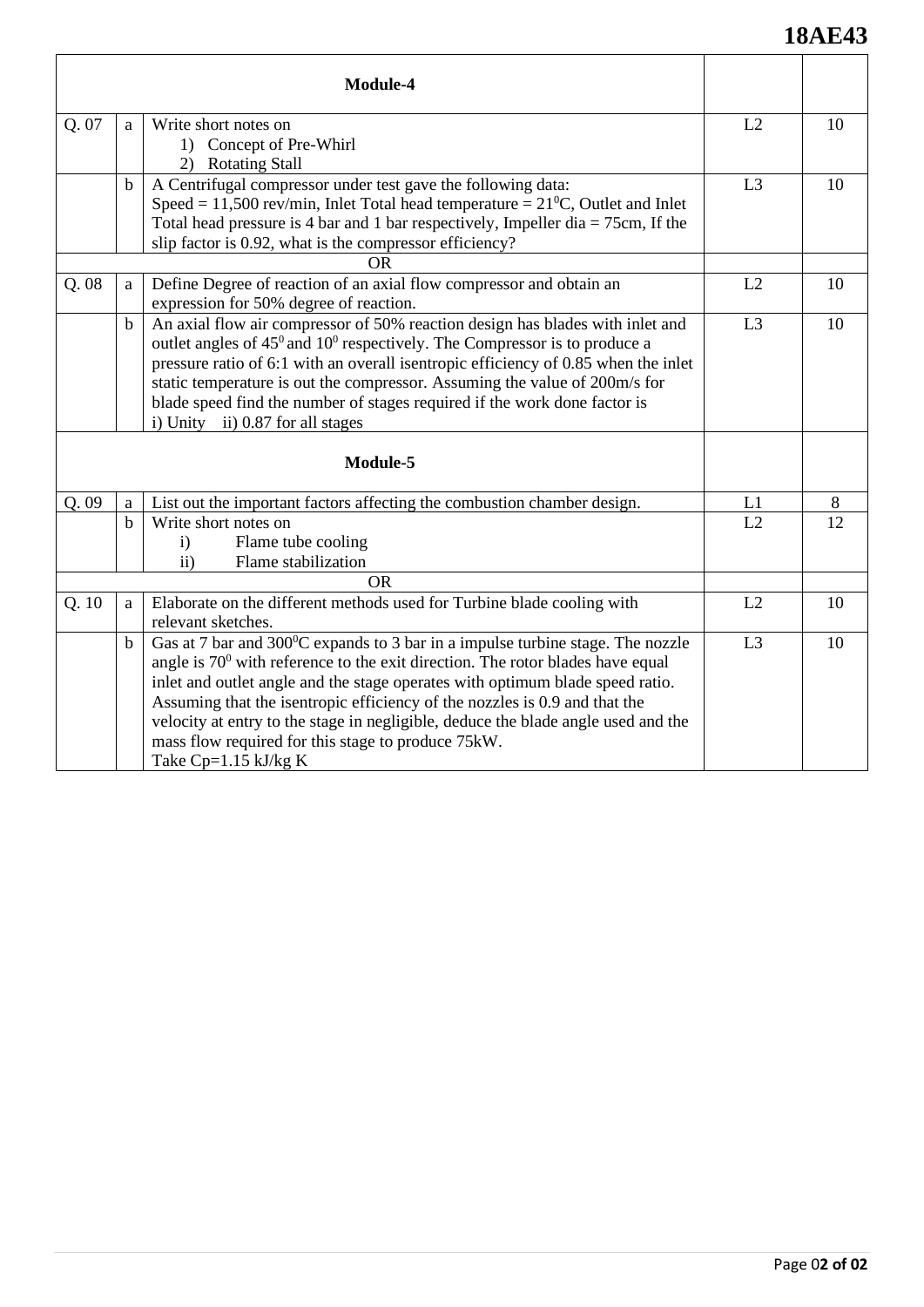| | | | | |
|---|---|---|---|---|
| **Module-4** | | | | |
| Q. 07 | a | Write short notes on<br>1) Concept of Pre-Whirl<br>2) Rotating Stall | L2 | 10 |
| | b | A Centrifugal compressor under test gave the following data:<br>Speed = 11,500 rev/min, Inlet Total head temperature = $21^0$C, Outlet and Inlet Total head pressure is 4 bar and 1 bar respectively, Impeller dia = 75cm, If the slip factor is 0.92, what is the compressor efficiency? | L3 | 10 |
| OR | | | | |
| Q. 08 | a | Define Degree of reaction of an axial flow compressor and obtain an expression for 50% degree of reaction. | L2 | 10 |
| | b | An axial flow air compressor of 50% reaction design has blades with inlet and outlet angles of $45^0$ and $10^0$ respectively. The Compressor is to produce a pressure ratio of 6:1 with an overall isentropic efficiency of 0.85 when the inlet static temperature is out the compressor. Assuming the value of 200m/s for blade speed find the number of stages required if the work done factor is<br>i) Unity ii) 0.87 for all stages | L3 | 10 |
| **Module-5** | | | | |
| Q. 09 | a | List out the important factors affecting the combustion chamber design. | L1 | 8 |
| | b | Write short notes on<br>i) Flame tube cooling<br>ii) Flame stabilization | L2 | 12 |
| OR | | | | |
| Q. 10 | a | Elaborate on the different methods used for Turbine blade cooling with relevant sketches. | L2 | 10 |
| | b | Gas at 7 bar and $300^0$C expands to 3 bar in a impulse turbine stage. The nozzle angle is $70^0$ with reference to the exit direction. The rotor blades have equal inlet and outlet angle and the stage operates with optimum blade speed ratio. Assuming that the isentropic efficiency of the nozzles is 0.9 and that the velocity at entry to the stage in negligible, deduce the blade angle used and the mass flow required for this stage to produce 75kW.<br>Take Cp=1.15 kJ/kg K | L3 | 10 |